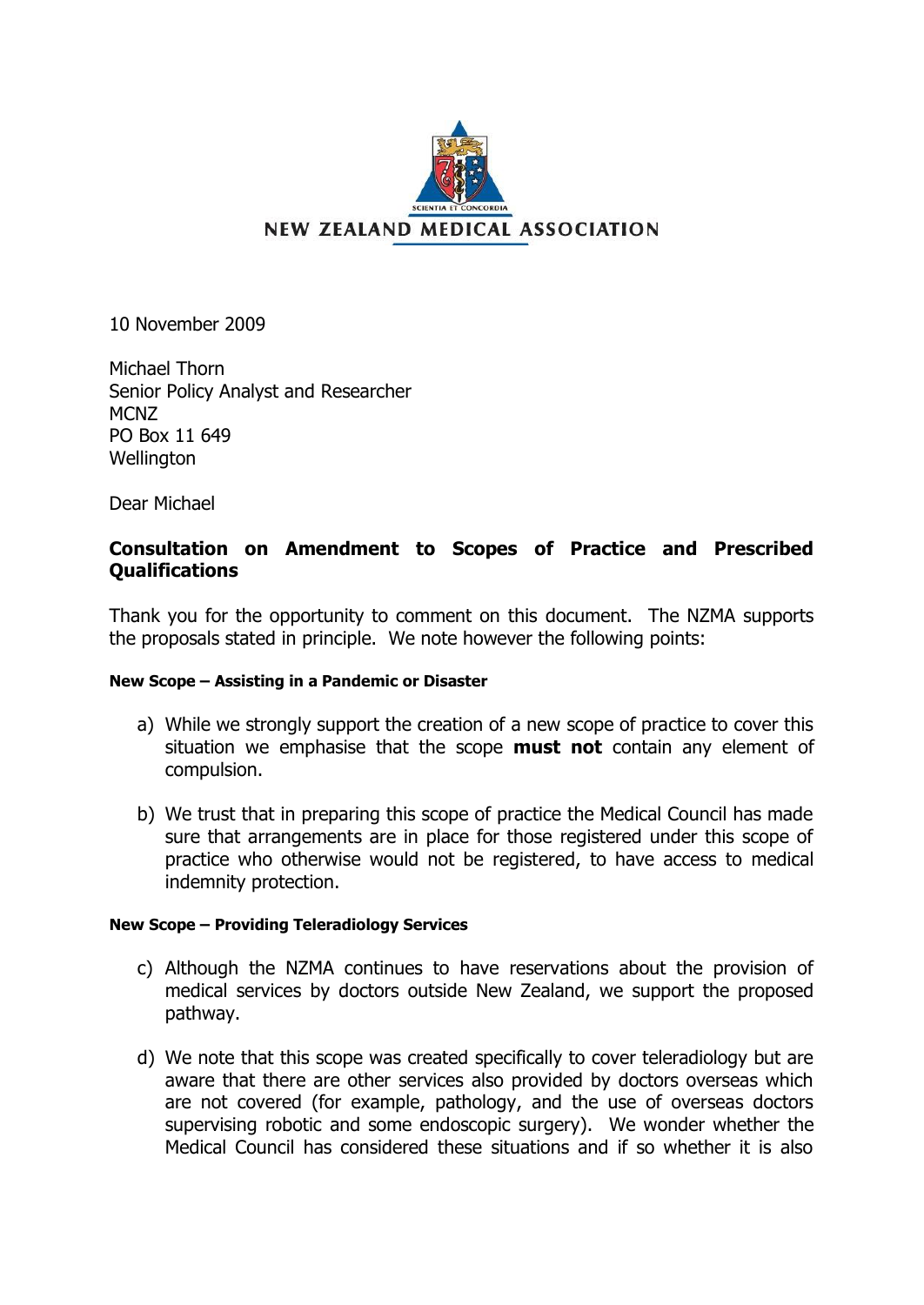NEW ZEALAND MEDICAL ASSOCIATION

10 November 2009

Michael Thorn
Senior Policy Analyst and Researcher
MCNZ
PO Box 11 649
Wellington

Dear Michael

## Consultation on Amendment to Scopes of Practice and Prescribed Qualifications

Thank you for the opportunity to comment on this document. The NZMA supports the proposals stated in principle. We note however the following points:

#### New Scope – Assisting in a Pandemic or Disaster

a) While we strongly support the creation of a new scope of practice to cover this situation we emphasise that the scope **must not** contain any element of compulsion.

b) We trust that in preparing this scope of practice the Medical Council has made sure that arrangements are in place for those registered under this scope of practice who otherwise would not be registered, to have access to medical indemnity protection.

#### New Scope – Providing Teleradiology Services

c) Although the NZMA continues to have reservations about the provision of medical services by doctors outside New Zealand, we support the proposed pathway.

d) We note that this scope was created specifically to cover teleradiology but are aware that there are other services also provided by doctors overseas which are not covered (for example, pathology, and the use of overseas doctors supervising robotic and some endoscopic surgery). We wonder whether the Medical Council has considered these situations and if so whether it is also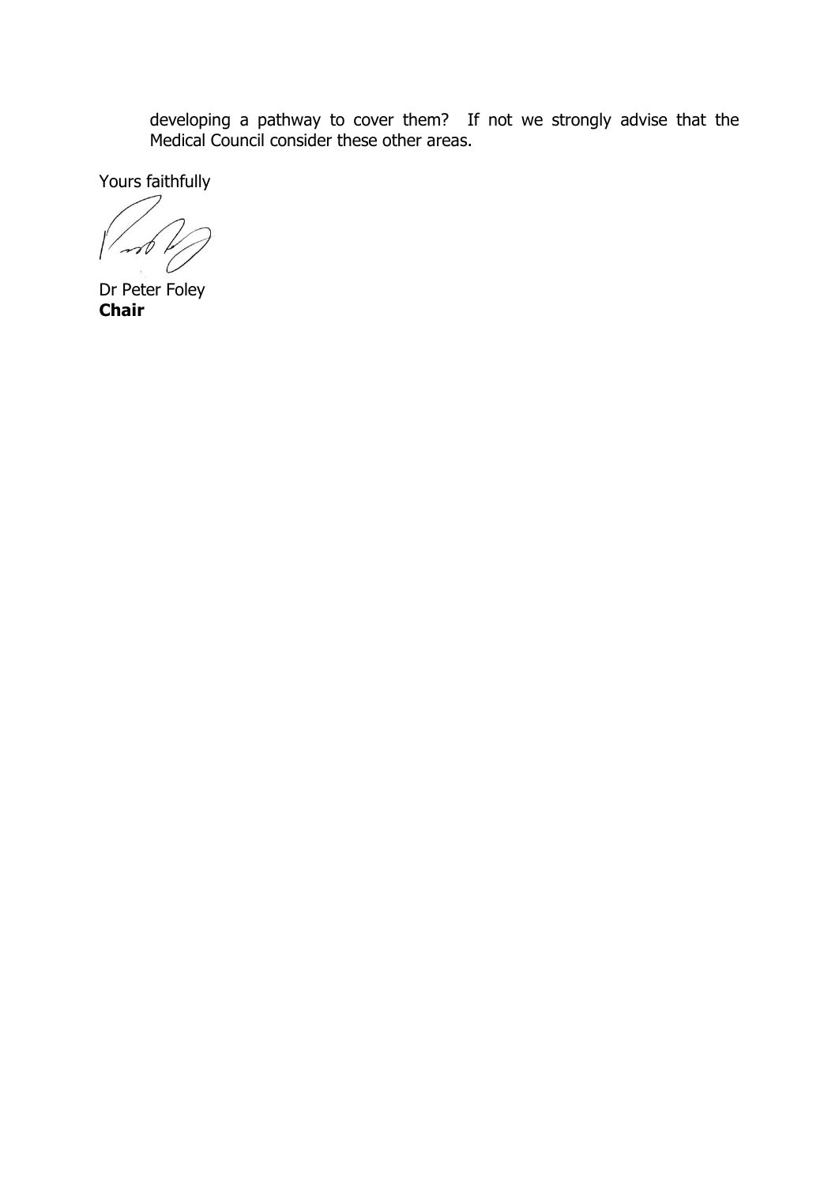developing a pathway to cover them? If not we strongly advise that the Medical Council consider these other areas.

Yours faithfully

Dr Peter Foley
**Chair**